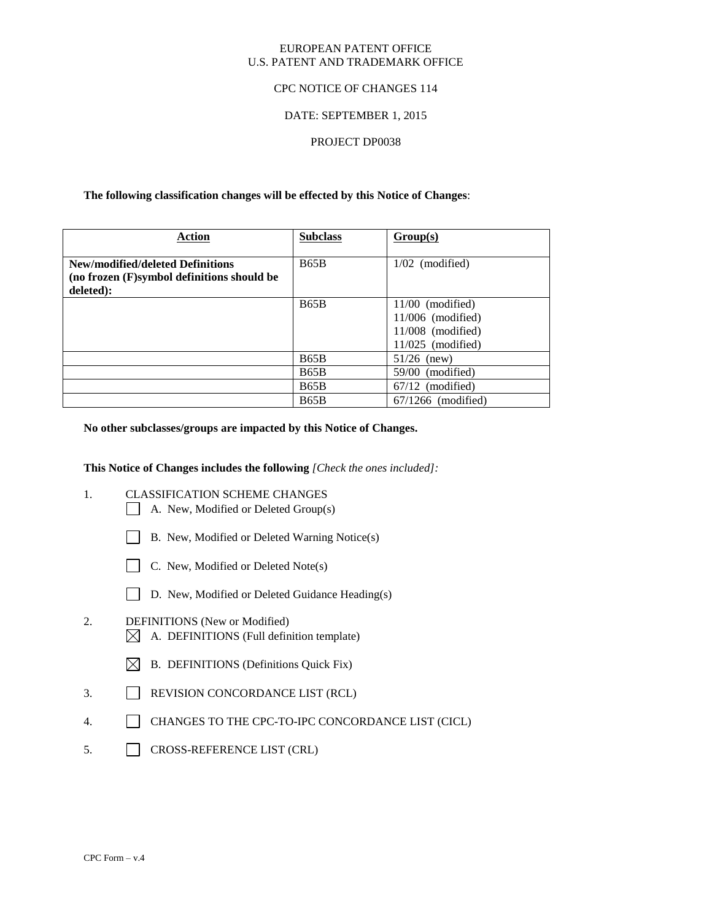EUROPEAN PATENT OFFICE
U.S. PATENT AND TRADEMARK OFFICE

CPC NOTICE OF CHANGES 114

DATE: SEPTEMBER 1, 2015

PROJECT DP0038

**The following classification changes will be effected by this Notice of Changes**:

| Action | Subclass | Group(s) |
|---|---|---|
| **New/modified/deleted Definitions (no frozen (F)symbol definitions should be deleted):** | B65B | 1/02 (modified) |
| | B65B | 11/00 (modified)<br>11/006 (modified)<br>11/008 (modified)<br>11/025 (modified) |
| | B65B | 51/26 (new) |
| | B65B | 59/00 (modified) |
| | B65B | 67/12 (modified) |
| | B65B | 67/1266 (modified) |

**No other subclasses/groups are impacted by this Notice of Changes.**

**This Notice of Changes includes the following** *[Check the ones included]:*

1. CLASSIFICATION SCHEME CHANGES
   - ☐ A. New, Modified or Deleted Group(s)
   - ☐ B. New, Modified or Deleted Warning Notice(s)
   - ☐ C. New, Modified or Deleted Note(s)
   - ☐ D. New, Modified or Deleted Guidance Heading(s)
2. DEFINITIONS (New or Modified)
   - ☒ A. DEFINITIONS (Full definition template)
   - ☒ B. DEFINITIONS (Definitions Quick Fix)
3. ☐ REVISION CONCORDANCE LIST (RCL)
4. ☐ CHANGES TO THE CPC-TO-IPC CONCORDANCE LIST (CICL)
5. ☐ CROSS-REFERENCE LIST (CRL)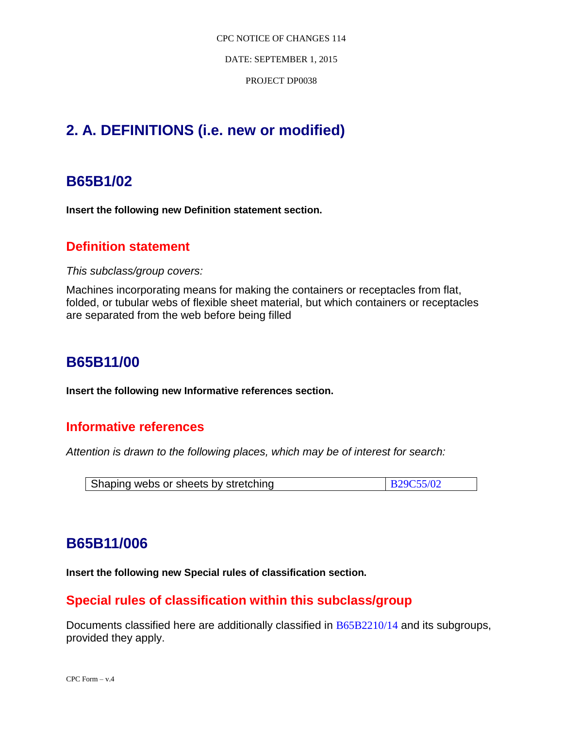## 2. A. DEFINITIONS (i.e. new or modified)

## B65B1/02

**Insert the following new Definition statement section.**

### Definition statement

*This subclass/group covers:*

Machines incorporating means for making the containers or receptacles from flat, folded, or tubular webs of flexible sheet material, but which containers or receptacles are separated from the web before being filled

## B65B11/00

**Insert the following new Informative references section.**

### Informative references

*Attention is drawn to the following places, which may be of interest for search:*

| Shaping webs or sheets by stretching | B29C55/02 |
|---|---|

## B65B11/006

**Insert the following new Special rules of classification section.**

### Special rules of classification within this subclass/group

Documents classified here are additionally classified in B65B2210/14 and its subgroups, provided they apply.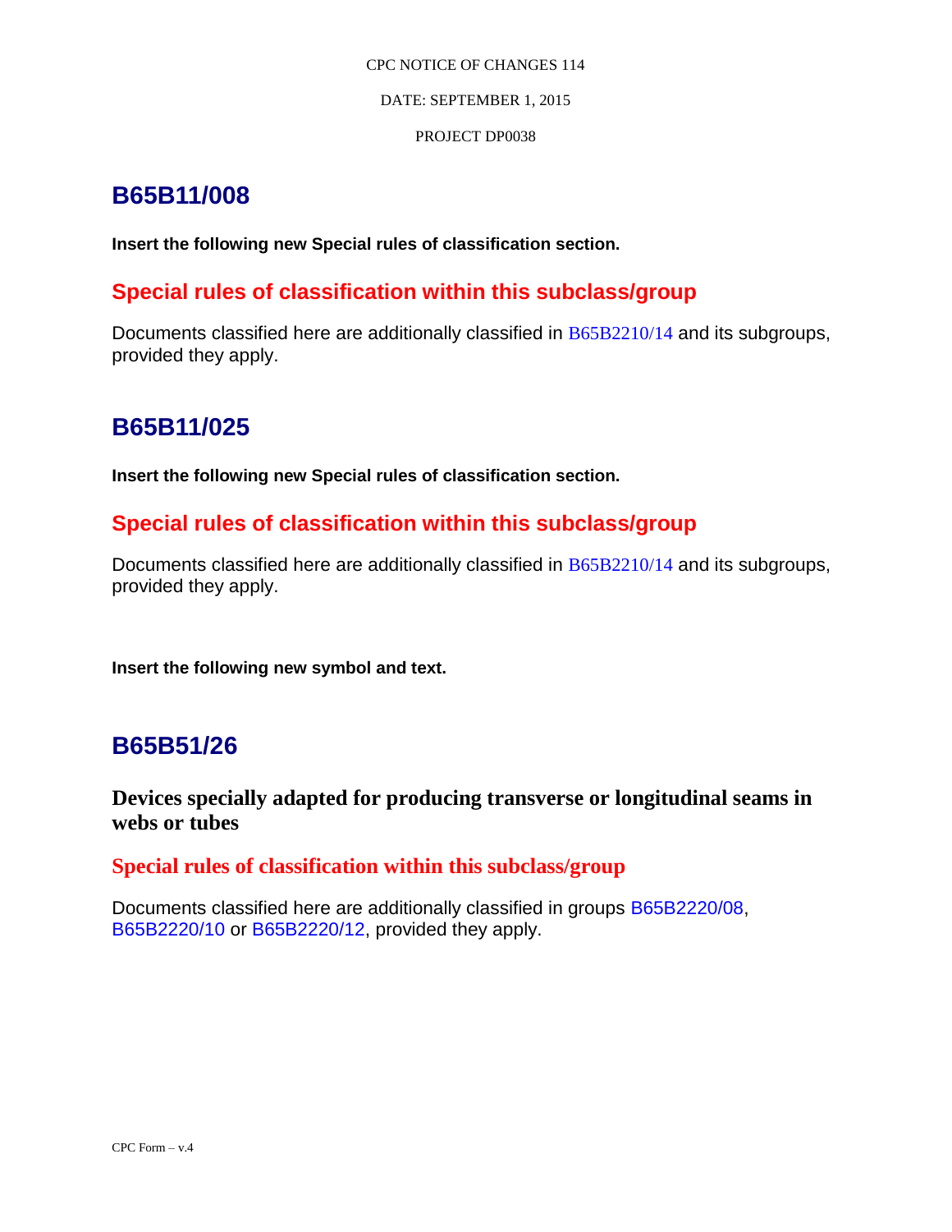CPC NOTICE OF CHANGES 114

DATE: SEPTEMBER 1, 2015

PROJECT DP0038

## B65B11/008

**Insert the following new Special rules of classification section.**

### Special rules of classification within this subclass/group

Documents classified here are additionally classified in B65B2210/14 and its subgroups, provided they apply.

## B65B11/025

**Insert the following new Special rules of classification section.**

### Special rules of classification within this subclass/group

Documents classified here are additionally classified in B65B2210/14 and its subgroups, provided they apply.

**Insert the following new symbol and text.**

## B65B51/26

### Devices specially adapted for producing transverse or longitudinal seams in webs or tubes

### Special rules of classification within this subclass/group

Documents classified here are additionally classified in groups B65B2220/08, B65B2220/10 or B65B2220/12, provided they apply.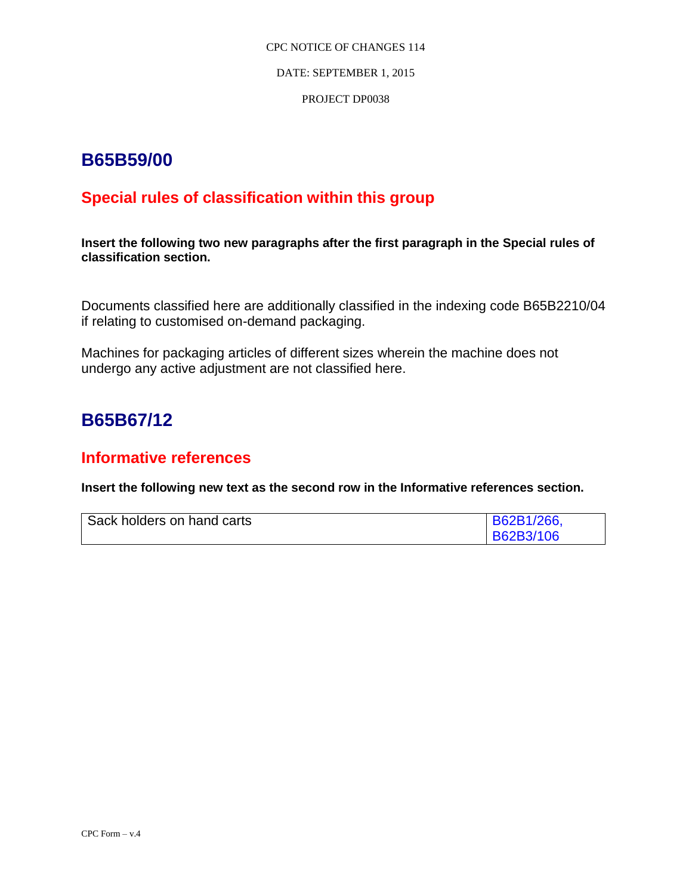# B65B59/00

## Special rules of classification within this group

**Insert the following two new paragraphs after the first paragraph in the Special rules of classification section.**

Documents classified here are additionally classified in the indexing code B65B2210/04 if relating to customised on-demand packaging.

Machines for packaging articles of different sizes wherein the machine does not undergo any active adjustment are not classified here.

# B65B67/12

## Informative references

**Insert the following new text as the second row in the Informative references section.**

| Sack holders on hand carts | B62B1/266, B62B3/106 |
|---|---|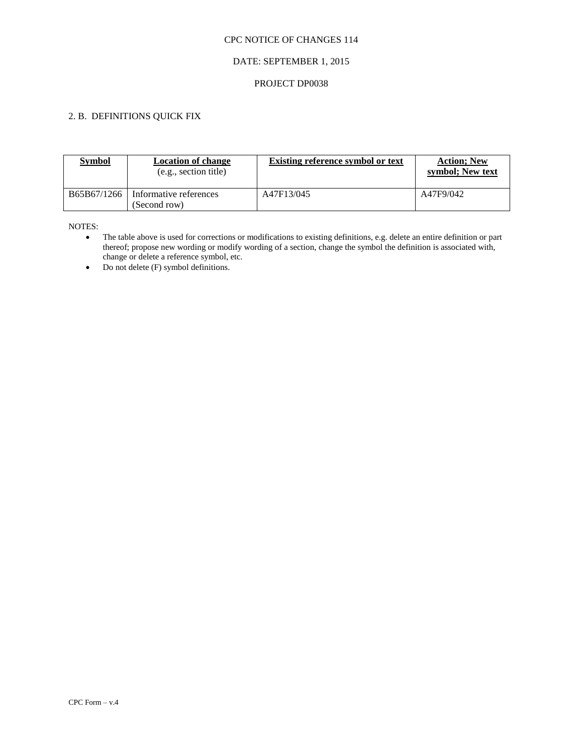CPC NOTICE OF CHANGES 114

DATE: SEPTEMBER 1, 2015

PROJECT DP0038

## 2. B. DEFINITIONS QUICK FIX

| **Symbol** | **Location of change** (e.g., section title) | **Existing reference symbol or text** | **Action; New symbol; New text** |
|---|---|---|---|
| B65B67/1266 | Informative references (Second row) | A47F13/045 | A47F9/042 |

NOTES:

- The table above is used for corrections or modifications to existing definitions, e.g. delete an entire definition or part thereof; propose new wording or modify wording of a section, change the symbol the definition is associated with, change or delete a reference symbol, etc.
- Do not delete (F) symbol definitions.

CPC Form – v.4